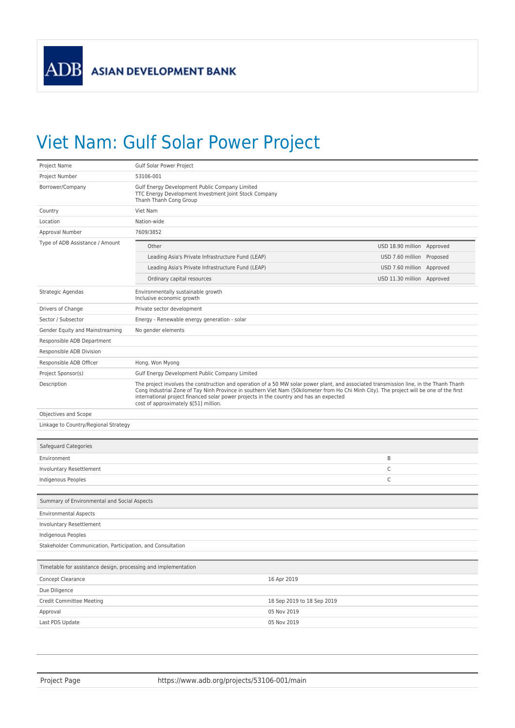ASIAN DEVELOPMENT BANK

# Viet Nam: Gulf Solar Power Project

| | |
|---|---|
| Project Name | Gulf Solar Power Project |
| Project Number | 53106-001 |
| Borrower/Company | Gulf Energy Development Public Company Limited<br>TTC Energy Development Investment Joint Stock Company<br>Thanh Thanh Cong Group |
| Country | Viet Nam |
| Location | Nation-wide |
| Approval Number | 7609/3852 |
| Type of ADB Assistance / Amount | Other — USD 18.90 million — Approved<br>Leading Asia's Private Infrastructure Fund (LEAP) — USD 7.60 million — Proposed<br>Leading Asia's Private Infrastructure Fund (LEAP) — USD 7.60 million — Approved<br>Ordinary capital resources — USD 11.30 million — Approved |
| Strategic Agendas | Environmentally sustainable growth<br>Inclusive economic growth |
| Drivers of Change | Private sector development |
| Sector / Subsector | Energy - Renewable energy generation - solar |
| Gender Equity and Mainstreaming | No gender elements |
| Responsible ADB Department | |
| Responsible ADB Division | |
| Responsible ADB Officer | Hong, Won Myong |
| Project Sponsor(s) | Gulf Energy Development Public Company Limited |
| Description | The project involves the construction and operation of a 50 MW solar power plant, and associated transmission line, in the Thanh Thanh Cong Industrial Zone of Tay Ninh Province in southern Viet Nam (50kilometer from Ho Chi Minh City). The project will be one of the first international project financed solar power projects in the country and has an expected cost of approximately $[51] million. |
| Objectives and Scope | |
| Linkage to Country/Regional Strategy | |

| Safeguard Categories | |
|---|---|
| Environment | B |
| Involuntary Resettlement | C |
| Indigenous Peoples | C |

| Summary of Environmental and Social Aspects |
|---|
| Environmental Aspects |
| Involuntary Resettlement |
| Indigenous Peoples |
| Stakeholder Communication, Participation, and Consultation |

| Timetable for assistance design, processing and implementation | |
|---|---|
| Concept Clearance | 16 Apr 2019 |
| Due Diligence | |
| Credit Committee Meeting | 18 Sep 2019 to 18 Sep 2019 |
| Approval | 05 Nov 2019 |
| Last PDS Update | 05 Nov 2019 |

| | |
|---|---|
| Project Page | https://www.adb.org/projects/53106-001/main |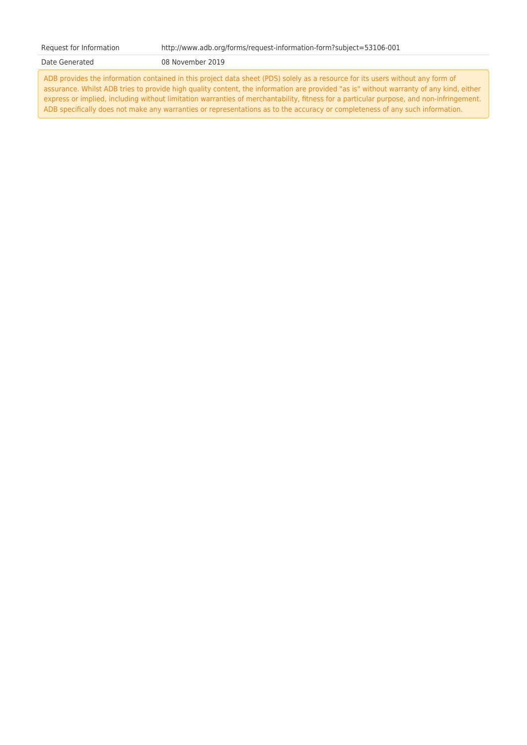| | |
|---|---|
| Request for Information | http://www.adb.org/forms/request-information-form?subject=53106-001 |
| Date Generated | 08 November 2019 |

ADB provides the information contained in this project data sheet (PDS) solely as a resource for its users without any form of assurance. Whilst ADB tries to provide high quality content, the information are provided "as is" without warranty of any kind, either express or implied, including without limitation warranties of merchantability, fitness for a particular purpose, and non-infringement. ADB specifically does not make any warranties or representations as to the accuracy or completeness of any such information.